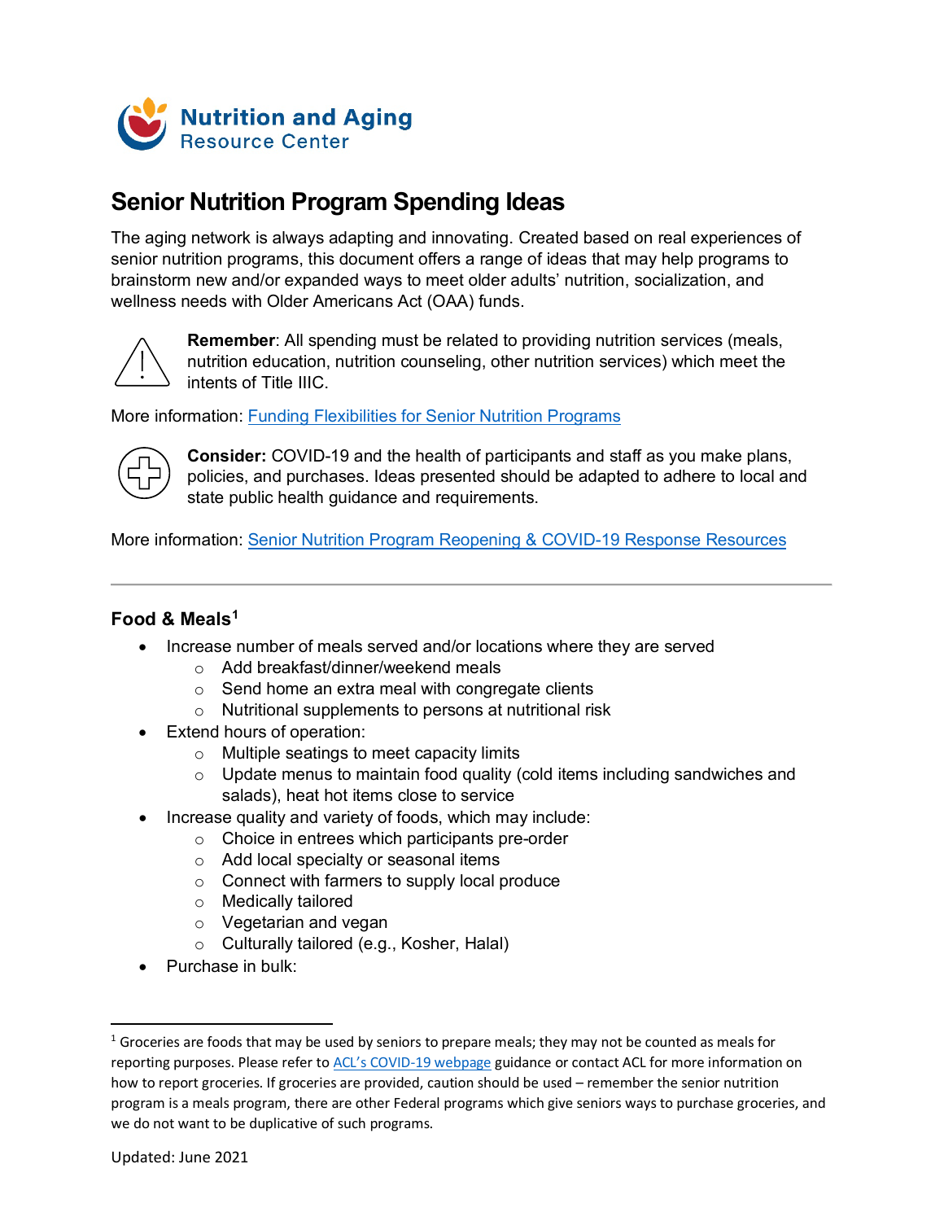Nutrition and Aging
Resource Center

# Senior Nutrition Program Spending Ideas

The aging network is always adapting and innovating. Created based on real experiences of senior nutrition programs, this document offers a range of ideas that may help programs to brainstorm new and/or expanded ways to meet older adults' nutrition, socialization, and wellness needs with Older Americans Act (OAA) funds.

**Remember**: All spending must be related to providing nutrition services (meals, nutrition education, nutrition counseling, other nutrition services) which meet the intents of Title IIIC.

More information: [Funding Flexibilities for Senior Nutrition Programs]()

**Consider:** COVID-19 and the health of participants and staff as you make plans, policies, and purchases. Ideas presented should be adapted to adhere to local and state public health guidance and requirements.

More information: [Senior Nutrition Program Reopening & COVID-19 Response Resources]()

---

### Food & Meals[1]

- Increase number of meals served and/or locations where they are served
  - Add breakfast/dinner/weekend meals
  - Send home an extra meal with congregate clients
  - Nutritional supplements to persons at nutritional risk
- Extend hours of operation:
  - Multiple seatings to meet capacity limits
  - Update menus to maintain food quality (cold items including sandwiches and salads), heat hot items close to service
- Increase quality and variety of foods, which may include:
  - Choice in entrees which participants pre-order
  - Add local specialty or seasonal items
  - Connect with farmers to supply local produce
  - Medically tailored
  - Vegetarian and vegan
  - Culturally tailored (e.g., Kosher, Halal)
- Purchase in bulk:

---

[1] Groceries are foods that may be used by seniors to prepare meals; they may not be counted as meals for reporting purposes. Please refer to [ACL's COVID-19 webpage]() guidance or contact ACL for more information on how to report groceries. If groceries are provided, caution should be used – remember the senior nutrition program is a meals program, there are other Federal programs which give seniors ways to purchase groceries, and we do not want to be duplicative of such programs.

Updated: June 2021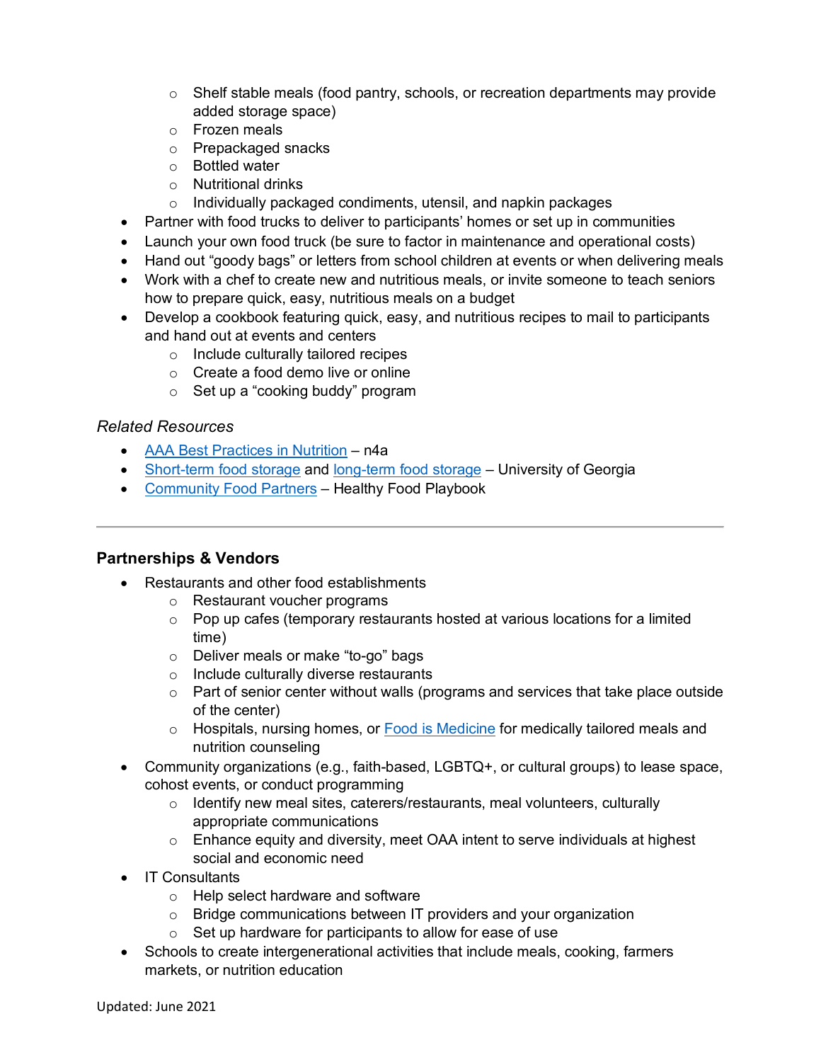- Shelf stable meals (food pantry, schools, or recreation departments may provide added storage space)
  - Frozen meals
  - Prepackaged snacks
  - Bottled water
  - Nutritional drinks
  - Individually packaged condiments, utensil, and napkin packages
- Partner with food trucks to deliver to participants' homes or set up in communities
- Launch your own food truck (be sure to factor in maintenance and operational costs)
- Hand out "goody bags" or letters from school children at events or when delivering meals
- Work with a chef to create new and nutritious meals, or invite someone to teach seniors how to prepare quick, easy, nutritious meals on a budget
- Develop a cookbook featuring quick, easy, and nutritious recipes to mail to participants and hand out at events and centers
  - Include culturally tailored recipes
  - Create a food demo live or online
  - Set up a "cooking buddy" program

*Related Resources*

- AAA Best Practices in Nutrition – n4a
- Short-term food storage and long-term food storage – University of Georgia
- Community Food Partners – Healthy Food Playbook

---

### Partnerships & Vendors

- Restaurants and other food establishments
  - Restaurant voucher programs
  - Pop up cafes (temporary restaurants hosted at various locations for a limited time)
  - Deliver meals or make "to-go" bags
  - Include culturally diverse restaurants
  - Part of senior center without walls (programs and services that take place outside of the center)
  - Hospitals, nursing homes, or Food is Medicine for medically tailored meals and nutrition counseling
- Community organizations (e.g., faith-based, LGBTQ+, or cultural groups) to lease space, cohost events, or conduct programming
  - Identify new meal sites, caterers/restaurants, meal volunteers, culturally appropriate communications
  - Enhance equity and diversity, meet OAA intent to serve individuals at highest social and economic need
- IT Consultants
  - Help select hardware and software
  - Bridge communications between IT providers and your organization
  - Set up hardware for participants to allow for ease of use
- Schools to create intergenerational activities that include meals, cooking, farmers markets, or nutrition education

Updated: June 2021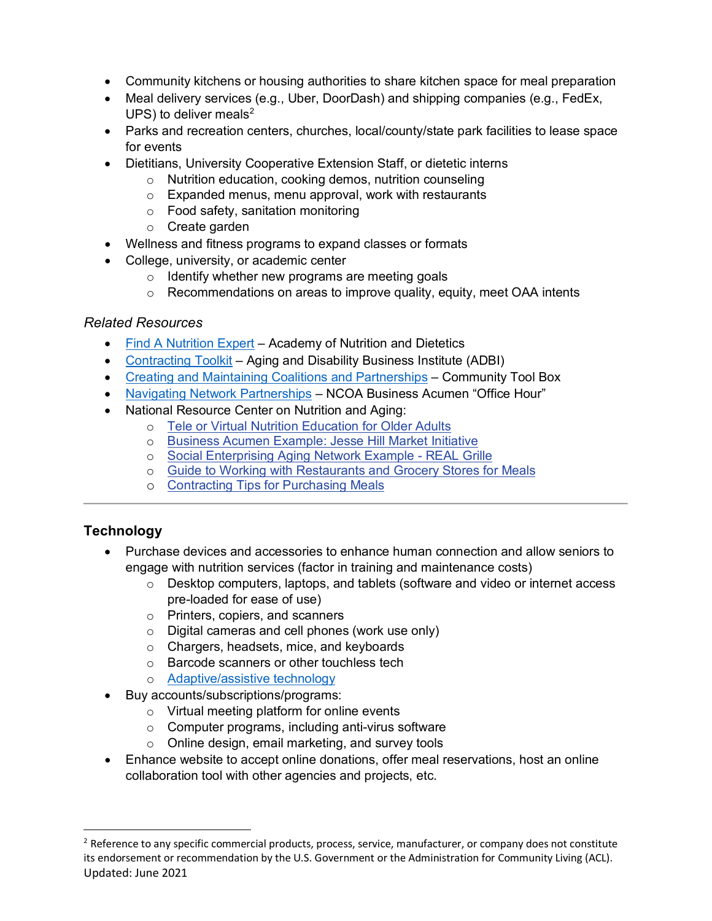- Community kitchens or housing authorities to share kitchen space for meal preparation
- Meal delivery services (e.g., Uber, DoorDash) and shipping companies (e.g., FedEx, UPS) to deliver meals[2]
- Parks and recreation centers, churches, local/county/state park facilities to lease space for events
- Dietitians, University Cooperative Extension Staff, or dietetic interns
    - Nutrition education, cooking demos, nutrition counseling
    - Expanded menus, menu approval, work with restaurants
    - Food safety, sanitation monitoring
    - Create garden
- Wellness and fitness programs to expand classes or formats
- College, university, or academic center
    - Identify whether new programs are meeting goals
    - Recommendations on areas to improve quality, equity, meet OAA intents

*Related Resources*

- Find A Nutrition Expert – Academy of Nutrition and Dietetics
- Contracting Toolkit – Aging and Disability Business Institute (ADBI)
- Creating and Maintaining Coalitions and Partnerships – Community Tool Box
- Navigating Network Partnerships – NCOA Business Acumen "Office Hour"
- National Resource Center on Nutrition and Aging:
    - Tele or Virtual Nutrition Education for Older Adults
    - Business Acumen Example: Jesse Hill Market Initiative
    - Social Enterprising Aging Network Example - REAL Grille
    - Guide to Working with Restaurants and Grocery Stores for Meals
    - Contracting Tips for Purchasing Meals

---

## Technology

- Purchase devices and accessories to enhance human connection and allow seniors to engage with nutrition services (factor in training and maintenance costs)
    - Desktop computers, laptops, and tablets (software and video or internet access pre-loaded for ease of use)
    - Printers, copiers, and scanners
    - Digital cameras and cell phones (work use only)
    - Chargers, headsets, mice, and keyboards
    - Barcode scanners or other touchless tech
    - Adaptive/assistive technology
- Buy accounts/subscriptions/programs:
    - Virtual meeting platform for online events
    - Computer programs, including anti-virus software
    - Online design, email marketing, and survey tools
- Enhance website to accept online donations, offer meal reservations, host an online collaboration tool with other agencies and projects, etc.

---

[2] Reference to any specific commercial products, process, service, manufacturer, or company does not constitute its endorsement or recommendation by the U.S. Government or the Administration for Community Living (ACL).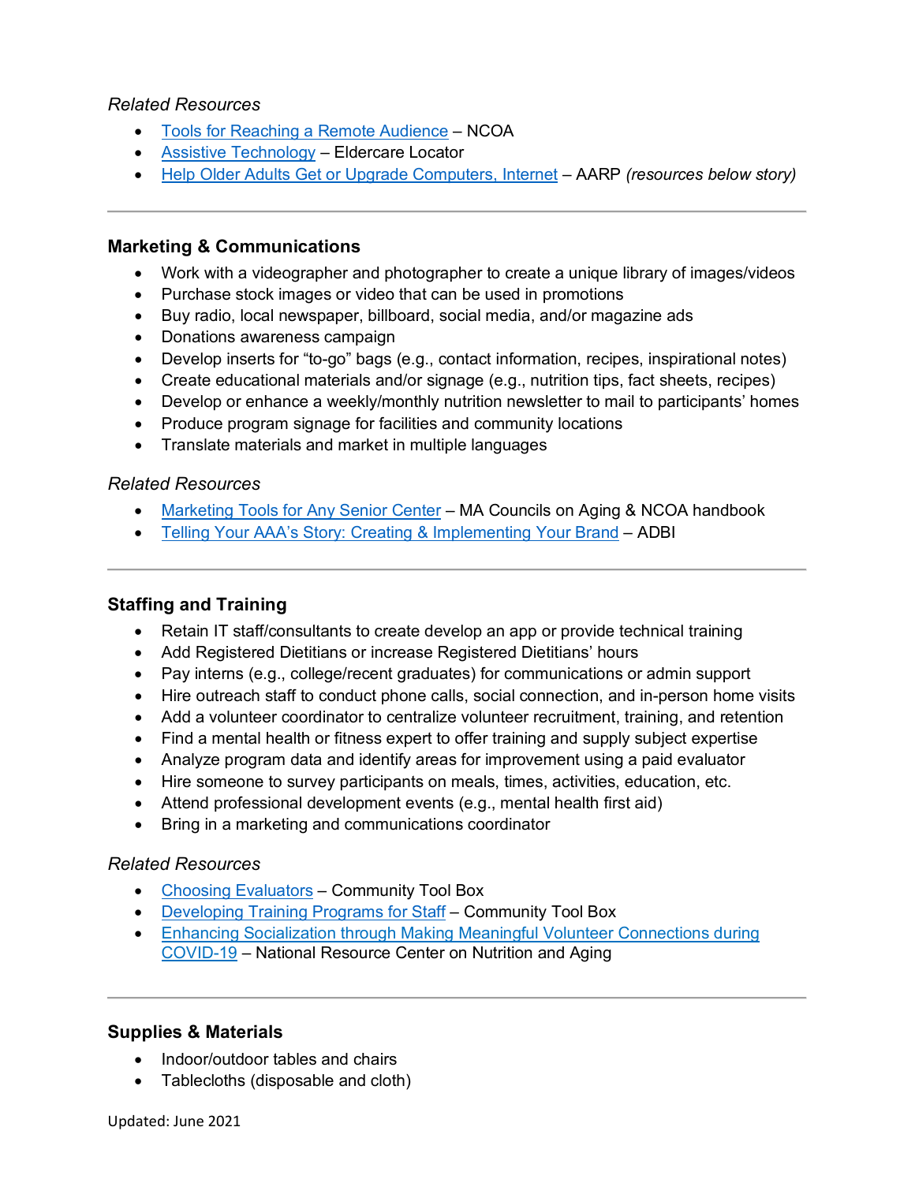*Related Resources*

- Tools for Reaching a Remote Audience – NCOA
- Assistive Technology – Eldercare Locator
- Help Older Adults Get or Upgrade Computers, Internet – AARP *(resources below story)*

---

### Marketing & Communications

- Work with a videographer and photographer to create a unique library of images/videos
- Purchase stock images or video that can be used in promotions
- Buy radio, local newspaper, billboard, social media, and/or magazine ads
- Donations awareness campaign
- Develop inserts for "to-go" bags (e.g., contact information, recipes, inspirational notes)
- Create educational materials and/or signage (e.g., nutrition tips, fact sheets, recipes)
- Develop or enhance a weekly/monthly nutrition newsletter to mail to participants' homes
- Produce program signage for facilities and community locations
- Translate materials and market in multiple languages

*Related Resources*

- Marketing Tools for Any Senior Center – MA Councils on Aging & NCOA handbook
- Telling Your AAA's Story: Creating & Implementing Your Brand – ADBI

---

### Staffing and Training

- Retain IT staff/consultants to create develop an app or provide technical training
- Add Registered Dietitians or increase Registered Dietitians' hours
- Pay interns (e.g., college/recent graduates) for communications or admin support
- Hire outreach staff to conduct phone calls, social connection, and in-person home visits
- Add a volunteer coordinator to centralize volunteer recruitment, training, and retention
- Find a mental health or fitness expert to offer training and supply subject expertise
- Analyze program data and identify areas for improvement using a paid evaluator
- Hire someone to survey participants on meals, times, activities, education, etc.
- Attend professional development events (e.g., mental health first aid)
- Bring in a marketing and communications coordinator

*Related Resources*

- Choosing Evaluators – Community Tool Box
- Developing Training Programs for Staff – Community Tool Box
- Enhancing Socialization through Making Meaningful Volunteer Connections during COVID-19 – National Resource Center on Nutrition and Aging

---

### Supplies & Materials

- Indoor/outdoor tables and chairs
- Tablecloths (disposable and cloth)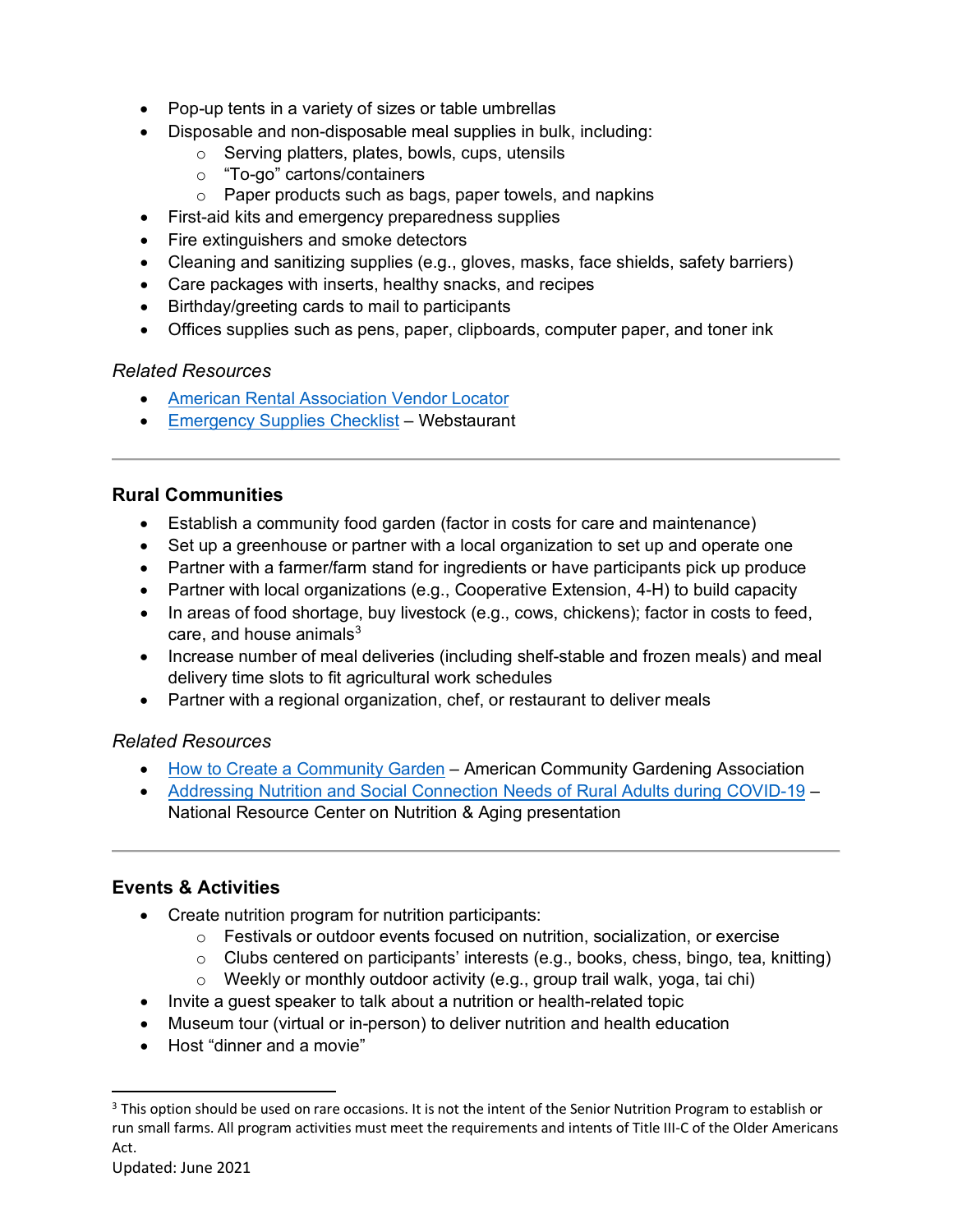- Pop-up tents in a variety of sizes or table umbrellas
- Disposable and non-disposable meal supplies in bulk, including:
  - Serving platters, plates, bowls, cups, utensils
  - "To-go" cartons/containers
  - Paper products such as bags, paper towels, and napkins
- First-aid kits and emergency preparedness supplies
- Fire extinguishers and smoke detectors
- Cleaning and sanitizing supplies (e.g., gloves, masks, face shields, safety barriers)
- Care packages with inserts, healthy snacks, and recipes
- Birthday/greeting cards to mail to participants
- Offices supplies such as pens, paper, clipboards, computer paper, and toner ink

*Related Resources*

- American Rental Association Vendor Locator
- Emergency Supplies Checklist – Webstaurant

---

### Rural Communities

- Establish a community food garden (factor in costs for care and maintenance)
- Set up a greenhouse or partner with a local organization to set up and operate one
- Partner with a farmer/farm stand for ingredients or have participants pick up produce
- Partner with local organizations (e.g., Cooperative Extension, 4-H) to build capacity
- In areas of food shortage, buy livestock (e.g., cows, chickens); factor in costs to feed, care, and house animals[3]
- Increase number of meal deliveries (including shelf-stable and frozen meals) and meal delivery time slots to fit agricultural work schedules
- Partner with a regional organization, chef, or restaurant to deliver meals

*Related Resources*

- How to Create a Community Garden – American Community Gardening Association
- Addressing Nutrition and Social Connection Needs of Rural Adults during COVID-19 – National Resource Center on Nutrition & Aging presentation

---

### Events & Activities

- Create nutrition program for nutrition participants:
  - Festivals or outdoor events focused on nutrition, socialization, or exercise
  - Clubs centered on participants' interests (e.g., books, chess, bingo, tea, knitting)
  - Weekly or monthly outdoor activity (e.g., group trail walk, yoga, tai chi)
- Invite a guest speaker to talk about a nutrition or health-related topic
- Museum tour (virtual or in-person) to deliver nutrition and health education
- Host "dinner and a movie"

---

[3] This option should be used on rare occasions. It is not the intent of the Senior Nutrition Program to establish or run small farms. All program activities must meet the requirements and intents of Title III-C of the Older Americans Act.

Updated: June 2021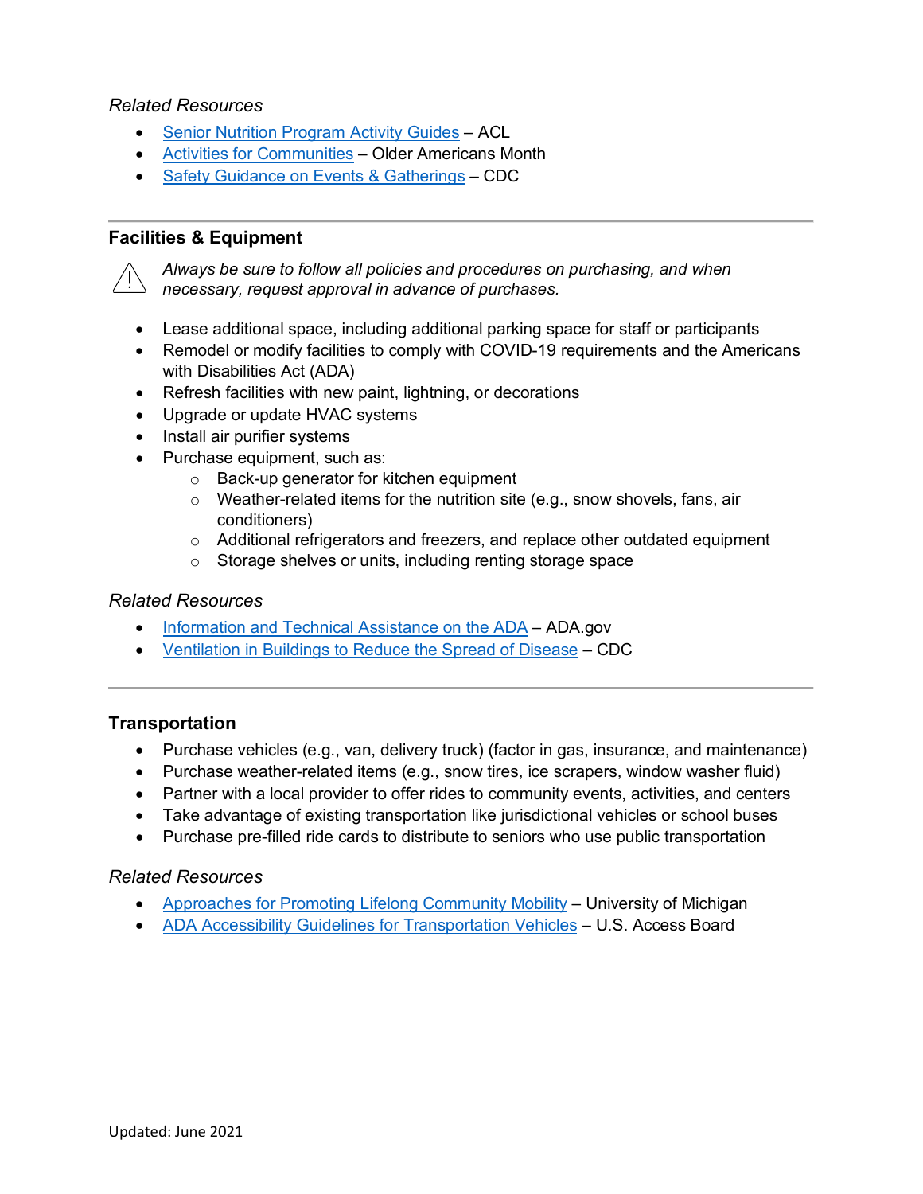*Related Resources*

- [Senior Nutrition Program Activity Guides]() – ACL
- [Activities for Communities]() – Older Americans Month
- [Safety Guidance on Events & Gatherings]() – CDC

---

**Facilities & Equipment**

⚠ *Always be sure to follow all policies and procedures on purchasing, and when necessary, request approval in advance of purchases.*

- Lease additional space, including additional parking space for staff or participants
- Remodel or modify facilities to comply with COVID-19 requirements and the Americans with Disabilities Act (ADA)
- Refresh facilities with new paint, lightning, or decorations
- Upgrade or update HVAC systems
- Install air purifier systems
- Purchase equipment, such as:
  - Back-up generator for kitchen equipment
  - Weather-related items for the nutrition site (e.g., snow shovels, fans, air conditioners)
  - Additional refrigerators and freezers, and replace other outdated equipment
  - Storage shelves or units, including renting storage space

*Related Resources*

- [Information and Technical Assistance on the ADA]() – ADA.gov
- [Ventilation in Buildings to Reduce the Spread of Disease]() – CDC

---

**Transportation**

- Purchase vehicles (e.g., van, delivery truck) (factor in gas, insurance, and maintenance)
- Purchase weather-related items (e.g., snow tires, ice scrapers, window washer fluid)
- Partner with a local provider to offer rides to community events, activities, and centers
- Take advantage of existing transportation like jurisdictional vehicles or school buses
- Purchase pre-filled ride cards to distribute to seniors who use public transportation

*Related Resources*

- [Approaches for Promoting Lifelong Community Mobility]() – University of Michigan
- [ADA Accessibility Guidelines for Transportation Vehicles]() – U.S. Access Board

Updated: June 2021